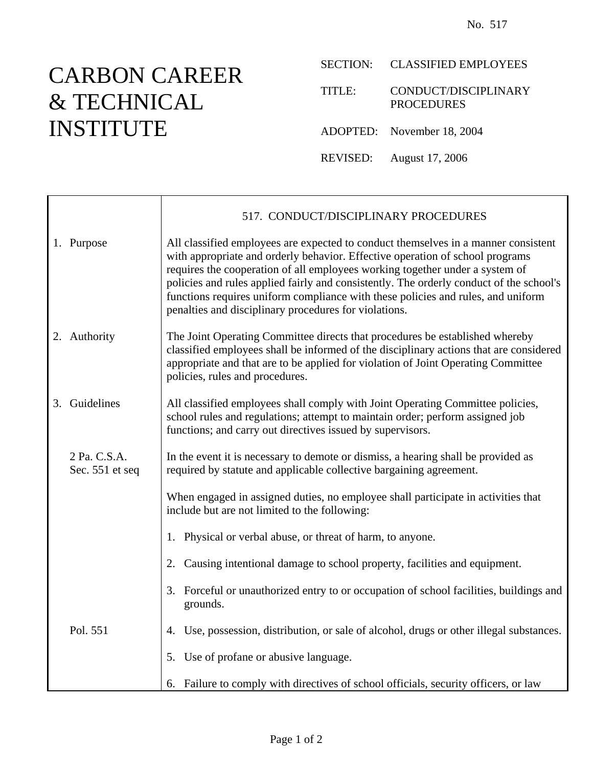No. 517

# CARBON CAREER & TECHNICAL INSTITUTE

SECTION: CLASSIFIED EMPLOYEES

TITLE: CONDUCT/DISCIPLINARY PROCEDURES

ADOPTED: November 18, 2004

REVISED: August 17, 2006

## 517. CONDUCT/DISCIPLINARY PROCEDURES

**1. Purpose**

All classified employees are expected to conduct themselves in a manner consistent with appropriate and orderly behavior. Effective operation of school programs requires the cooperation of all employees working together under a system of policies and rules applied fairly and consistently. The orderly conduct of the school's functions requires uniform compliance with these policies and rules, and uniform penalties and disciplinary procedures for violations.

**2. Authority**

The Joint Operating Committee directs that procedures be established whereby classified employees shall be informed of the disciplinary actions that are considered appropriate and that are to be applied for violation of Joint Operating Committee policies, rules and procedures.

**3. Guidelines**

All classified employees shall comply with Joint Operating Committee policies, school rules and regulations; attempt to maintain order; perform assigned job functions; and carry out directives issued by supervisors.

*2 Pa. C.S.A. Sec. 551 et seq*

In the event it is necessary to demote or dismiss, a hearing shall be provided as required by statute and applicable collective bargaining agreement.

When engaged in assigned duties, no employee shall participate in activities that include but are not limited to the following:

1. Physical or verbal abuse, or threat of harm, to anyone.
2. Causing intentional damage to school property, facilities and equipment.
3. Forceful or unauthorized entry to or occupation of school facilities, buildings and grounds.
4. Use, possession, distribution, or sale of alcohol, drugs or other illegal substances. *(Pol. 551)*
5. Use of profane or abusive language.
6. Failure to comply with directives of school officials, security officers, or law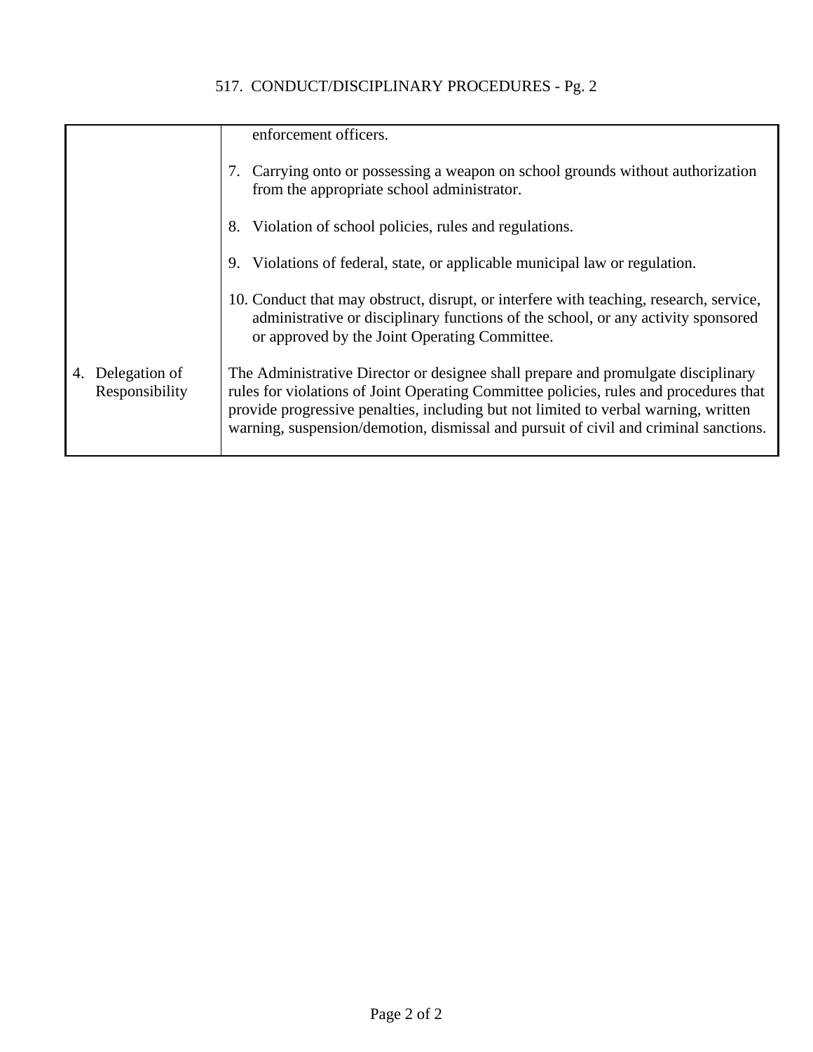| | |
|---|---|
| | enforcement officers.<br><br>7. Carrying onto or possessing a weapon on school grounds without authorization from the appropriate school administrator.<br><br>8. Violation of school policies, rules and regulations.<br><br>9. Violations of federal, state, or applicable municipal law or regulation.<br><br>10. Conduct that may obstruct, disrupt, or interfere with teaching, research, service, administrative or disciplinary functions of the school, or any activity sponsored or approved by the Joint Operating Committee. |
| 4. Delegation of Responsibility | The Administrative Director or designee shall prepare and promulgate disciplinary rules for violations of Joint Operating Committee policies, rules and procedures that provide progressive penalties, including but not limited to verbal warning, written warning, suspension/demotion, dismissal and pursuit of civil and criminal sanctions. |